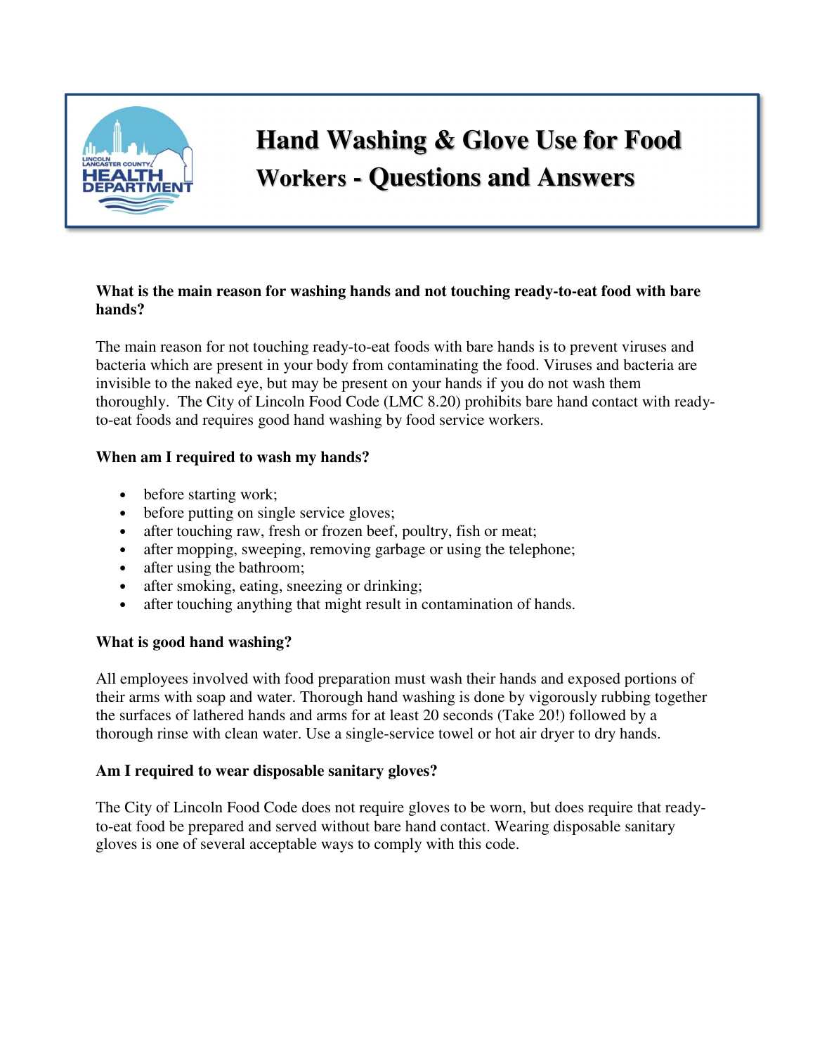# Hand Washing & Glove Use for Food Workers - Questions and Answers

**What is the main reason for washing hands and not touching ready-to-eat food with bare hands?**

The main reason for not touching ready-to-eat foods with bare hands is to prevent viruses and bacteria which are present in your body from contaminating the food. Viruses and bacteria are invisible to the naked eye, but may be present on your hands if you do not wash them thoroughly. The City of Lincoln Food Code (LMC 8.20) prohibits bare hand contact with ready-to-eat foods and requires good hand washing by food service workers.

**When am I required to wash my hands?**

- before starting work;
- before putting on single service gloves;
- after touching raw, fresh or frozen beef, poultry, fish or meat;
- after mopping, sweeping, removing garbage or using the telephone;
- after using the bathroom;
- after smoking, eating, sneezing or drinking;
- after touching anything that might result in contamination of hands.

**What is good hand washing?**

All employees involved with food preparation must wash their hands and exposed portions of their arms with soap and water. Thorough hand washing is done by vigorously rubbing together the surfaces of lathered hands and arms for at least 20 seconds (Take 20!) followed by a thorough rinse with clean water. Use a single-service towel or hot air dryer to dry hands.

**Am I required to wear disposable sanitary gloves?**

The City of Lincoln Food Code does not require gloves to be worn, but does require that ready-to-eat food be prepared and served without bare hand contact. Wearing disposable sanitary gloves is one of several acceptable ways to comply with this code.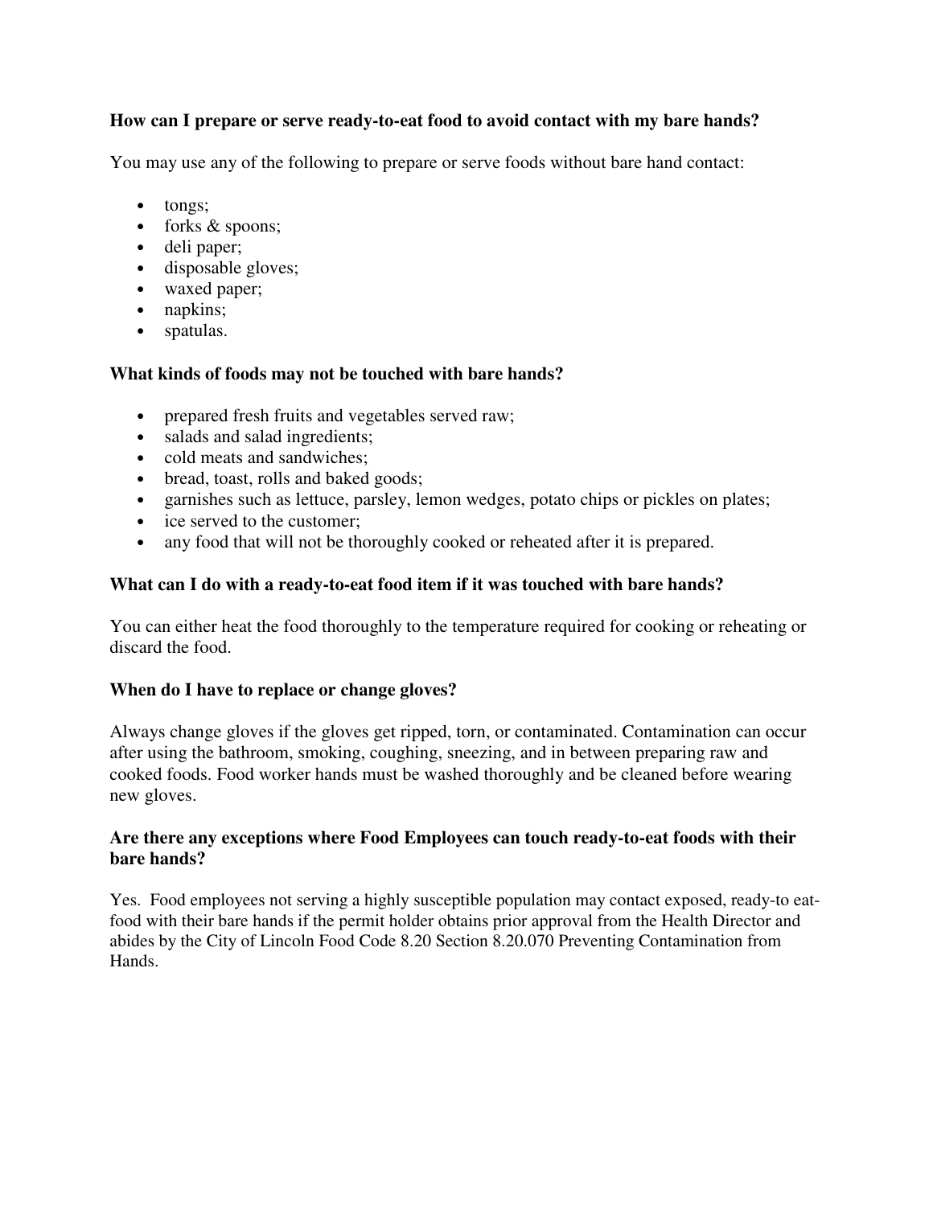**How can I prepare or serve ready-to-eat food to avoid contact with my bare hands?**

You may use any of the following to prepare or serve foods without bare hand contact:

- tongs;
- forks & spoons;
- deli paper;
- disposable gloves;
- waxed paper;
- napkins;
- spatulas.

**What kinds of foods may not be touched with bare hands?**

- prepared fresh fruits and vegetables served raw;
- salads and salad ingredients;
- cold meats and sandwiches;
- bread, toast, rolls and baked goods;
- garnishes such as lettuce, parsley, lemon wedges, potato chips or pickles on plates;
- ice served to the customer;
- any food that will not be thoroughly cooked or reheated after it is prepared.

**What can I do with a ready-to-eat food item if it was touched with bare hands?**

You can either heat the food thoroughly to the temperature required for cooking or reheating or discard the food.

**When do I have to replace or change gloves?**

Always change gloves if the gloves get ripped, torn, or contaminated. Contamination can occur after using the bathroom, smoking, coughing, sneezing, and in between preparing raw and cooked foods. Food worker hands must be washed thoroughly and be cleaned before wearing new gloves.

**Are there any exceptions where Food Employees can touch ready-to-eat foods with their bare hands?**

Yes. Food employees not serving a highly susceptible population may contact exposed, ready-to eat-food with their bare hands if the permit holder obtains prior approval from the Health Director and abides by the City of Lincoln Food Code 8.20 Section 8.20.070 Preventing Contamination from Hands.